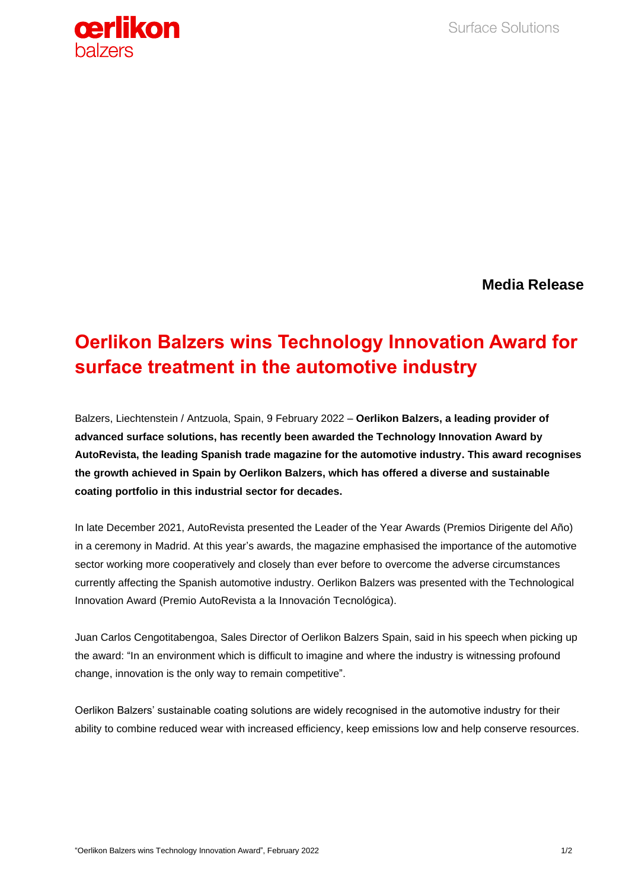**Media Release**

# Oerlikon Balzers wins Technology Innovation Award for surface treatment in the automotive industry

Balzers, Liechtenstein / Antzuola, Spain, 9 February 2022 – **Oerlikon Balzers, a leading provider of advanced surface solutions, has recently been awarded the Technology Innovation Award by AutoRevista, the leading Spanish trade magazine for the automotive industry. This award recognises the growth achieved in Spain by Oerlikon Balzers, which has offered a diverse and sustainable coating portfolio in this industrial sector for decades.**

In late December 2021, AutoRevista presented the Leader of the Year Awards (Premios Dirigente del Año) in a ceremony in Madrid. At this year's awards, the magazine emphasised the importance of the automotive sector working more cooperatively and closely than ever before to overcome the adverse circumstances currently affecting the Spanish automotive industry. Oerlikon Balzers was presented with the Technological Innovation Award (Premio AutoRevista a la Innovación Tecnológica).

Juan Carlos Cengotitabengoa, Sales Director of Oerlikon Balzers Spain, said in his speech when picking up the award: "In an environment which is difficult to imagine and where the industry is witnessing profound change, innovation is the only way to remain competitive".

Oerlikon Balzers' sustainable coating solutions are widely recognised in the automotive industry for their ability to combine reduced wear with increased efficiency, keep emissions low and help conserve resources.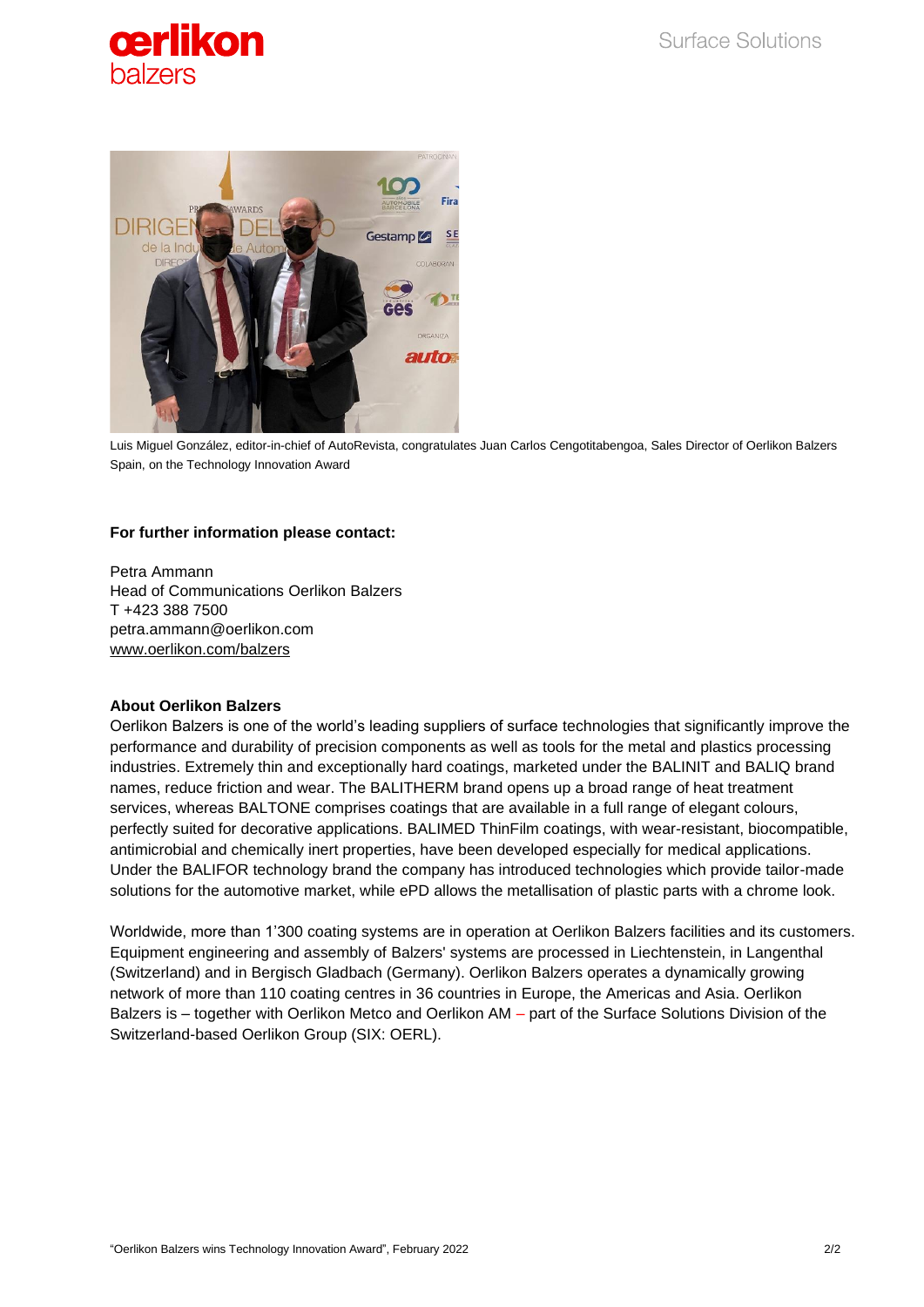Luis Miguel González, editor-in-chief of AutoRevista, congratulates Juan Carlos Cengotitabengoa, Sales Director of Oerlikon Balzers Spain, on the Technology Innovation Award

**For further information please contact:**

Petra Ammann
Head of Communications Oerlikon Balzers
T +423 388 7500
petra.ammann@oerlikon.com
www.oerlikon.com/balzers

**About Oerlikon Balzers**

Oerlikon Balzers is one of the world's leading suppliers of surface technologies that significantly improve the performance and durability of precision components as well as tools for the metal and plastics processing industries. Extremely thin and exceptionally hard coatings, marketed under the BALINIT and BALIQ brand names, reduce friction and wear. The BALITHERM brand opens up a broad range of heat treatment services, whereas BALTONE comprises coatings that are available in a full range of elegant colours, perfectly suited for decorative applications. BALIMED ThinFilm coatings, with wear-resistant, biocompatible, antimicrobial and chemically inert properties, have been developed especially for medical applications. Under the BALIFOR technology brand the company has introduced technologies which provide tailor-made solutions for the automotive market, while ePD allows the metallisation of plastic parts with a chrome look.

Worldwide, more than 1'300 coating systems are in operation at Oerlikon Balzers facilities and its customers. Equipment engineering and assembly of Balzers' systems are processed in Liechtenstein, in Langenthal (Switzerland) and in Bergisch Gladbach (Germany). Oerlikon Balzers operates a dynamically growing network of more than 110 coating centres in 36 countries in Europe, the Americas and Asia. Oerlikon Balzers is – together with Oerlikon Metco and Oerlikon AM – part of the Surface Solutions Division of the Switzerland-based Oerlikon Group (SIX: OERL).